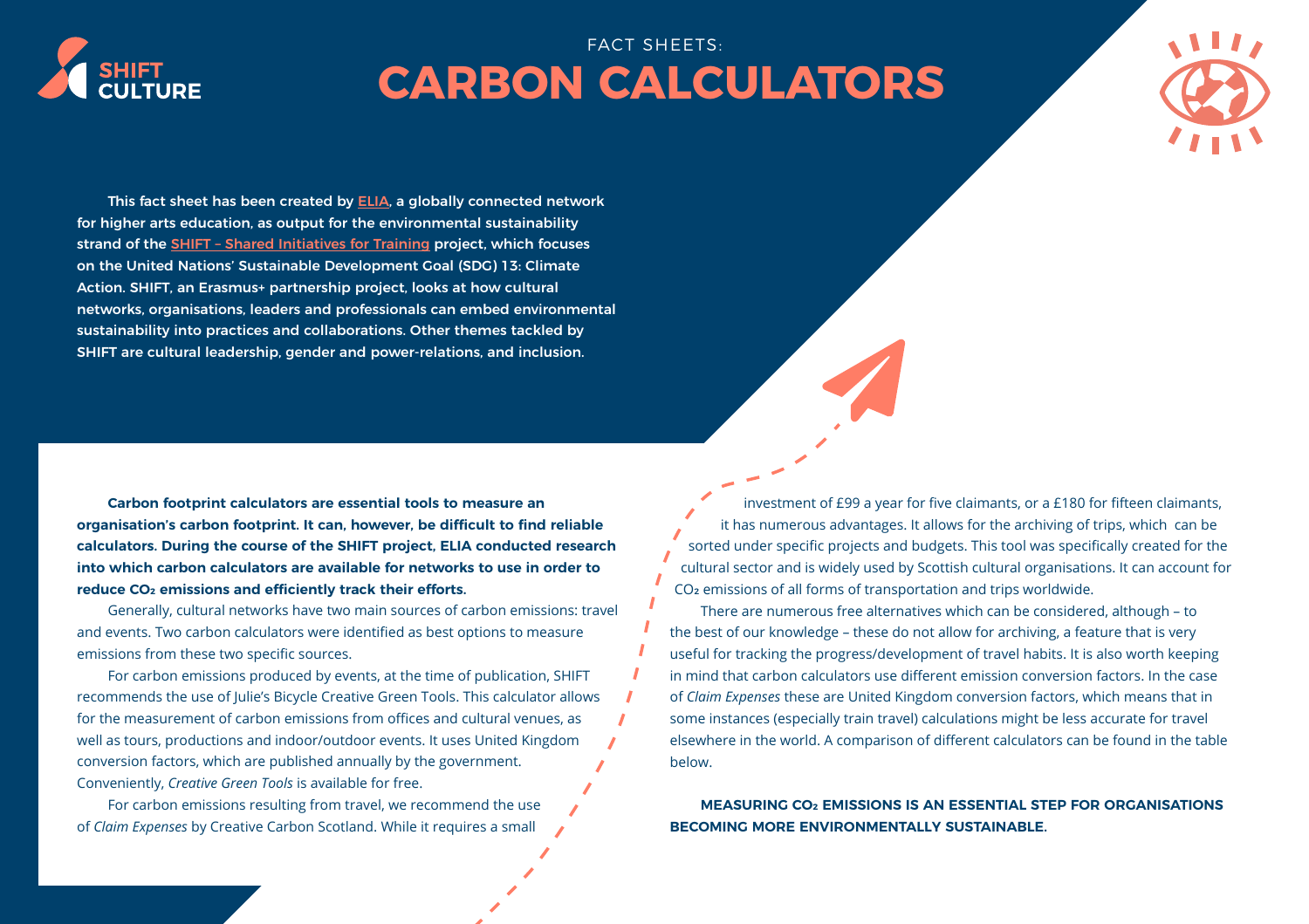SHIFT CULTURE

FACT SHEETS:

# CARBON CALCULATORS

**This fact sheet has been created by ELIA, a globally connected network for higher arts education, as output for the environmental sustainability strand of the SHIFT – Shared Initiatives for Training project, which focuses on the United Nations' Sustainable Development Goal (SDG) 13: Climate Action. SHIFT, an Erasmus+ partnership project, looks at how cultural networks, organisations, leaders and professionals can embed environmental sustainability into practices and collaborations. Other themes tackled by SHIFT are cultural leadership, gender and power-relations, and inclusion.**

**Carbon footprint calculators are essential tools to measure an organisation's carbon footprint. It can, however, be difficult to find reliable calculators. During the course of the SHIFT project, ELIA conducted research into which carbon calculators are available for networks to use in order to reduce $CO_2$ emissions and efficiently track their efforts.**

Generally, cultural networks have two main sources of carbon emissions: travel and events. Two carbon calculators were identified as best options to measure emissions from these two specific sources.

For carbon emissions produced by events, at the time of publication, SHIFT recommends the use of Julie's Bicycle Creative Green Tools. This calculator allows for the measurement of carbon emissions from offices and cultural venues, as well as tours, productions and indoor/outdoor events. It uses United Kingdom conversion factors, which are published annually by the government. Conveniently, *Creative Green Tools* is available for free.

For carbon emissions resulting from travel, we recommend the use of *Claim Expenses* by Creative Carbon Scotland. While it requires a small investment of £99 a year for five claimants, or a £180 for fifteen claimants, it has numerous advantages. It allows for the archiving of trips, which can be sorted under specific projects and budgets. This tool was specifically created for the cultural sector and is widely used by Scottish cultural organisations. It can account for $CO_2$ emissions of all forms of transportation and trips worldwide.

There are numerous free alternatives which can be considered, although – to the best of our knowledge – these do not allow for archiving, a feature that is very useful for tracking the progress/development of travel habits. It is also worth keeping in mind that carbon calculators use different emission conversion factors. In the case of *Claim Expenses* these are United Kingdom conversion factors, which means that in some instances (especially train travel) calculations might be less accurate for travel elsewhere in the world. A comparison of different calculators can be found in the table below.

**MEASURING $CO_2$ EMISSIONS IS AN ESSENTIAL STEP FOR ORGANISATIONS BECOMING MORE ENVIRONMENTALLY SUSTAINABLE.**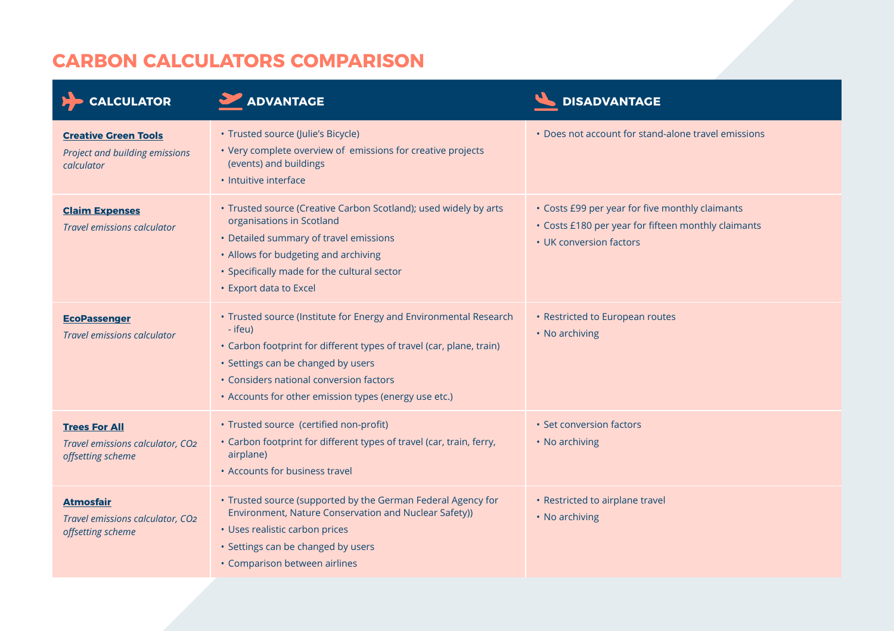# CARBON CALCULATORS COMPARISON

| CALCULATOR | ADVANTAGE | DISADVANTAGE |
|---|---|---|
| **Creative Green Tools**<br>*Project and building emissions calculator* | • Trusted source (Julie's Bicycle)<br>• Very complete overview of emissions for creative projects (events) and buildings<br>• Intuitive interface | • Does not account for stand-alone travel emissions |
| **Claim Expenses**<br>*Travel emissions calculator* | • Trusted source (Creative Carbon Scotland); used widely by arts organisations in Scotland<br>• Detailed summary of travel emissions<br>• Allows for budgeting and archiving<br>• Specifically made for the cultural sector<br>• Export data to Excel | • Costs £99 per year for five monthly claimants<br>• Costs £180 per year for fifteen monthly claimants<br>• UK conversion factors |
| **EcoPassenger**<br>*Travel emissions calculator* | • Trusted source (Institute for Energy and Environmental Research - ifeu)<br>• Carbon footprint for different types of travel (car, plane, train)<br>• Settings can be changed by users<br>• Considers national conversion factors<br>• Accounts for other emission types (energy use etc.) | • Restricted to European routes<br>• No archiving |
| **Trees For All**<br>*Travel emissions calculator, $CO_2$ offsetting scheme* | • Trusted source (certified non-profit)<br>• Carbon footprint for different types of travel (car, train, ferry, airplane)<br>• Accounts for business travel | • Set conversion factors<br>• No archiving |
| **Atmosfair**<br>*Travel emissions calculator, $CO_2$ offsetting scheme* | • Trusted source (supported by the German Federal Agency for Environment, Nature Conservation and Nuclear Safety))<br>• Uses realistic carbon prices<br>• Settings can be changed by users<br>• Comparison between airlines | • Restricted to airplane travel<br>• No archiving |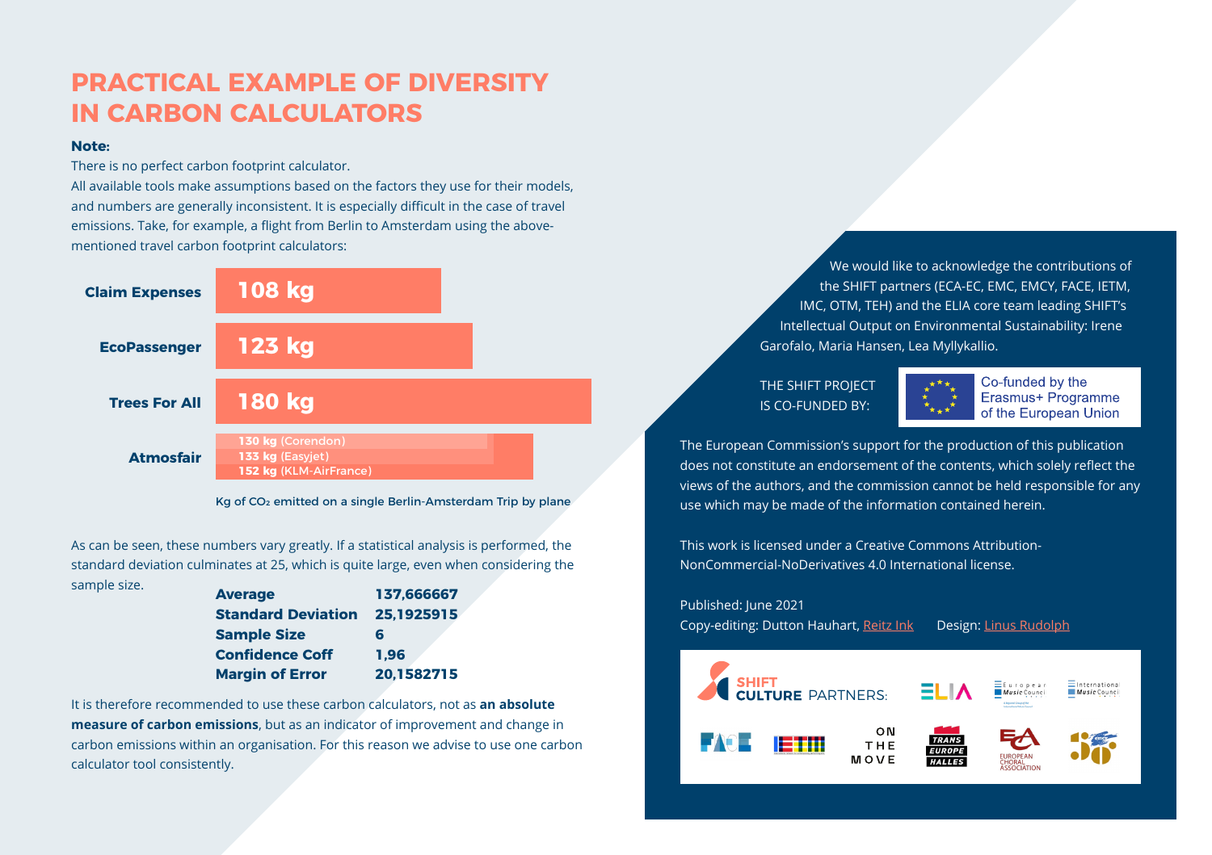# PRACTICAL EXAMPLE OF DIVERSITY IN CARBON CALCULATORS

**Note:**

There is no perfect carbon footprint calculator.

All available tools make assumptions based on the factors they use for their models, and numbers are generally inconsistent. It is especially difficult in the case of travel emissions. Take, for example, a flight from Berlin to Amsterdam using the above-mentioned travel carbon footprint calculators:

Claim Expenses 108 kg

EcoPassenger 123 kg

Trees For All 180 kg

Atmosfair
**130 kg** (Corendon)
**133 kg** (Easyjet)
**152 kg** (KLM-AirFrance)

Kg of $CO_2$ emitted on a single Berlin-Amsterdam Trip by plane

As can be seen, these numbers vary greatly. If a statistical analysis is performed, the standard deviation culminates at 25, which is quite large, even when considering the sample size.

| | |
|---|---|
| **Average** | **137,666667** |
| **Standard Deviation** | **25,1925915** |
| **Sample Size** | **6** |
| **Confidence Coff** | **1,96** |
| **Margin of Error** | **20,1582715** |

It is therefore recommended to use these carbon calculators, not as **an absolute measure of carbon emissions**, but as an indicator of improvement and change in carbon emissions within an organisation. For this reason we advise to use one carbon calculator tool consistently.

We would like to acknowledge the contributions of the SHIFT partners (ECA-EC, EMC, EMCY, FACE, IETM, IMC, OTM, TEH) and the ELIA core team leading SHIFT's Intellectual Output on Environmental Sustainability: Irene Garofalo, Maria Hansen, Lea Myllykallio.

THE SHIFT PROJECT IS CO-FUNDED BY:

Co-funded by the Erasmus+ Programme of the European Union

The European Commission's support for the production of this publication does not constitute an endorsement of the contents, which solely reflect the views of the authors, and the commission cannot be held responsible for any use which may be made of the information contained herein.

This work is licensed under a Creative Commons Attribution-NonCommercial-NoDerivatives 4.0 International license.

Published: June 2021

Copy-editing: Dutton Hauhart, Reitz Ink    Design: Linus Rudolph

SHIFT CULTURE PARTNERS: